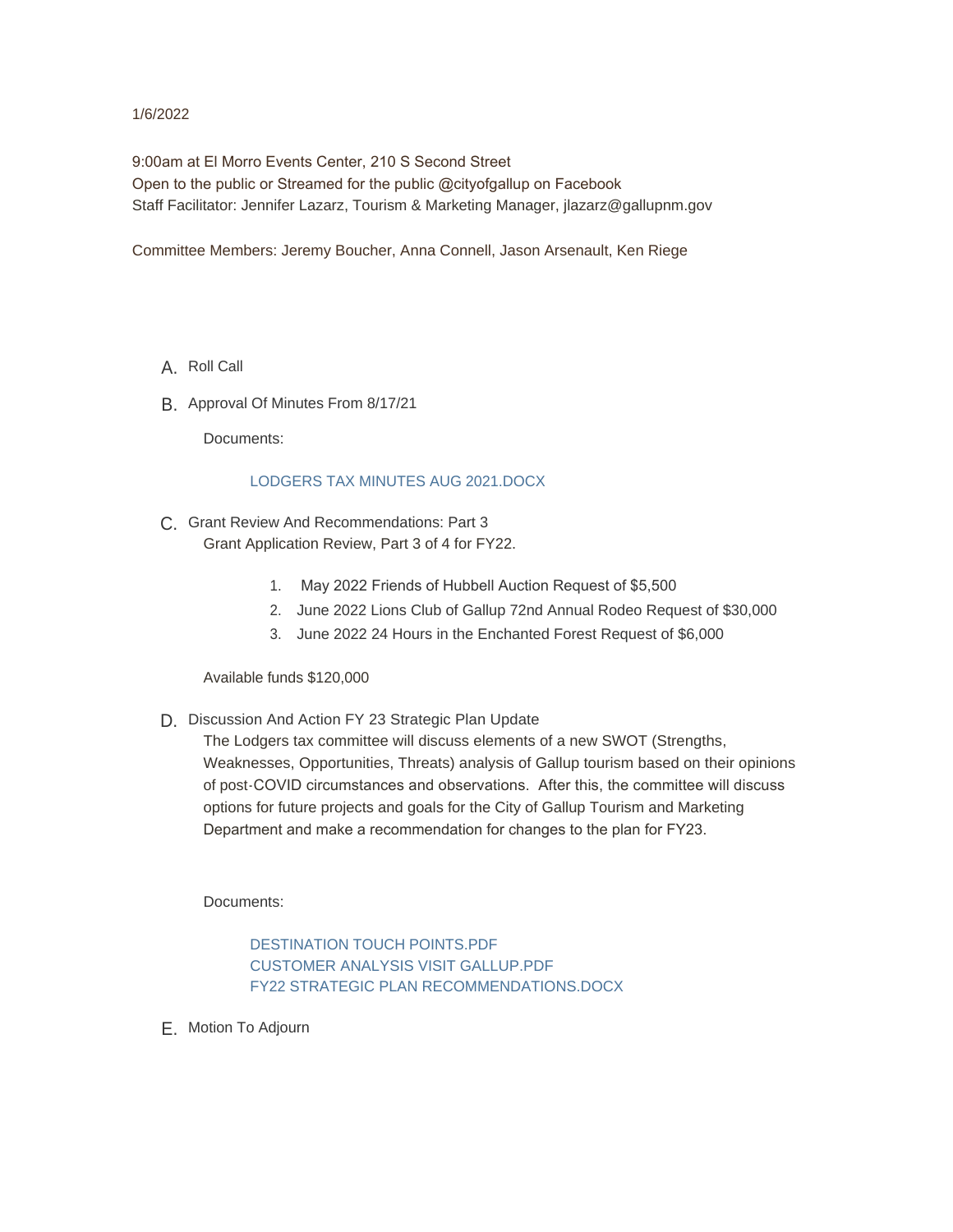1/6/2022

9:00am at El Morro Events Center, 210 S Second Street
Open to the public or Streamed for the public @cityofgallup on Facebook
Staff Facilitator: Jennifer Lazarz, Tourism & Marketing Manager, jlazarz@gallupnm.gov

Committee Members: Jeremy Boucher, Anna Connell, Jason Arsenault, Ken Riege

A. Roll Call

B. Approval Of Minutes From 8/17/21

   Documents:

   LODGERS TAX MINUTES AUG 2021.DOCX

C. Grant Review And Recommendations: Part 3
   Grant Application Review, Part 3 of 4 for FY22.

   1. May 2022 Friends of Hubbell Auction Request of $5,500
   2. June 2022 Lions Club of Gallup 72nd Annual Rodeo Request of $30,000
   3. June 2022 24 Hours in the Enchanted Forest Request of $6,000

   Available funds $120,000

D. Discussion And Action FY 23 Strategic Plan Update
   The Lodgers tax committee will discuss elements of a new SWOT (Strengths, Weaknesses, Opportunities, Threats) analysis of Gallup tourism based on their opinions of post-COVID circumstances and observations. After this, the committee will discuss options for future projects and goals for the City of Gallup Tourism and Marketing Department and make a recommendation for changes to the plan for FY23.

   Documents:

   DESTINATION TOUCH POINTS.PDF
   CUSTOMER ANALYSIS VISIT GALLUP.PDF
   FY22 STRATEGIC PLAN RECOMMENDATIONS.DOCX

E. Motion To Adjourn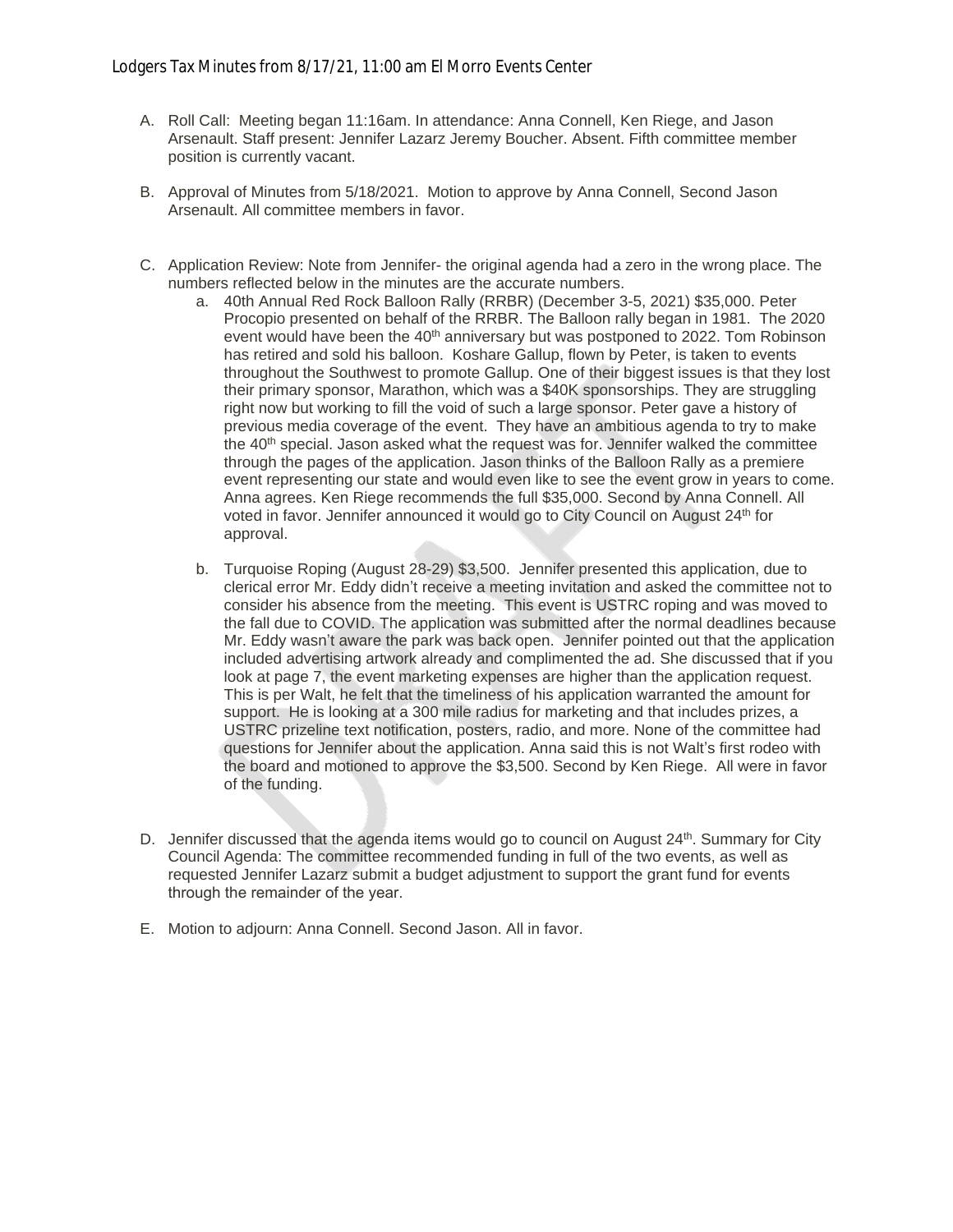Lodgers Tax Minutes from 8/17/21, 11:00 am El Morro Events Center

A. Roll Call: Meeting began 11:16am. In attendance: Anna Connell, Ken Riege, and Jason Arsenault. Staff present: Jennifer Lazarz Jeremy Boucher. Absent. Fifth committee member position is currently vacant.

B. Approval of Minutes from 5/18/2021. Motion to approve by Anna Connell, Second Jason Arsenault. All committee members in favor.

C. Application Review: Note from Jennifer- the original agenda had a zero in the wrong place. The numbers reflected below in the minutes are the accurate numbers.

   a. 40th Annual Red Rock Balloon Rally (RRBR) (December 3-5, 2021) $35,000. Peter Procopio presented on behalf of the RRBR. The Balloon rally began in 1981. The 2020 event would have been the 40th anniversary but was postponed to 2022. Tom Robinson has retired and sold his balloon. Koshare Gallup, flown by Peter, is taken to events throughout the Southwest to promote Gallup. One of their biggest issues is that they lost their primary sponsor, Marathon, which was a $40K sponsorships. They are struggling right now but working to fill the void of such a large sponsor. Peter gave a history of previous media coverage of the event. They have an ambitious agenda to try to make the 40th special. Jason asked what the request was for. Jennifer walked the committee through the pages of the application. Jason thinks of the Balloon Rally as a premiere event representing our state and would even like to see the event grow in years to come. Anna agrees. Ken Riege recommends the full $35,000. Second by Anna Connell. All voted in favor. Jennifer announced it would go to City Council on August 24th for approval.

   b. Turquoise Roping (August 28-29) $3,500. Jennifer presented this application, due to clerical error Mr. Eddy didn't receive a meeting invitation and asked the committee not to consider his absence from the meeting. This event is USTRC roping and was moved to the fall due to COVID. The application was submitted after the normal deadlines because Mr. Eddy wasn't aware the park was back open. Jennifer pointed out that the application included advertising artwork already and complimented the ad. She discussed that if you look at page 7, the event marketing expenses are higher than the application request. This is per Walt, he felt that the timeliness of his application warranted the amount for support. He is looking at a 300 mile radius for marketing and that includes prizes, a USTRC prizeline text notification, posters, radio, and more. None of the committee had questions for Jennifer about the application. Anna said this is not Walt's first rodeo with the board and motioned to approve the $3,500. Second by Ken Riege. All were in favor of the funding.

D. Jennifer discussed that the agenda items would go to council on August 24th. Summary for City Council Agenda: The committee recommended funding in full of the two events, as well as requested Jennifer Lazarz submit a budget adjustment to support the grant fund for events through the remainder of the year.

E. Motion to adjourn: Anna Connell. Second Jason. All in favor.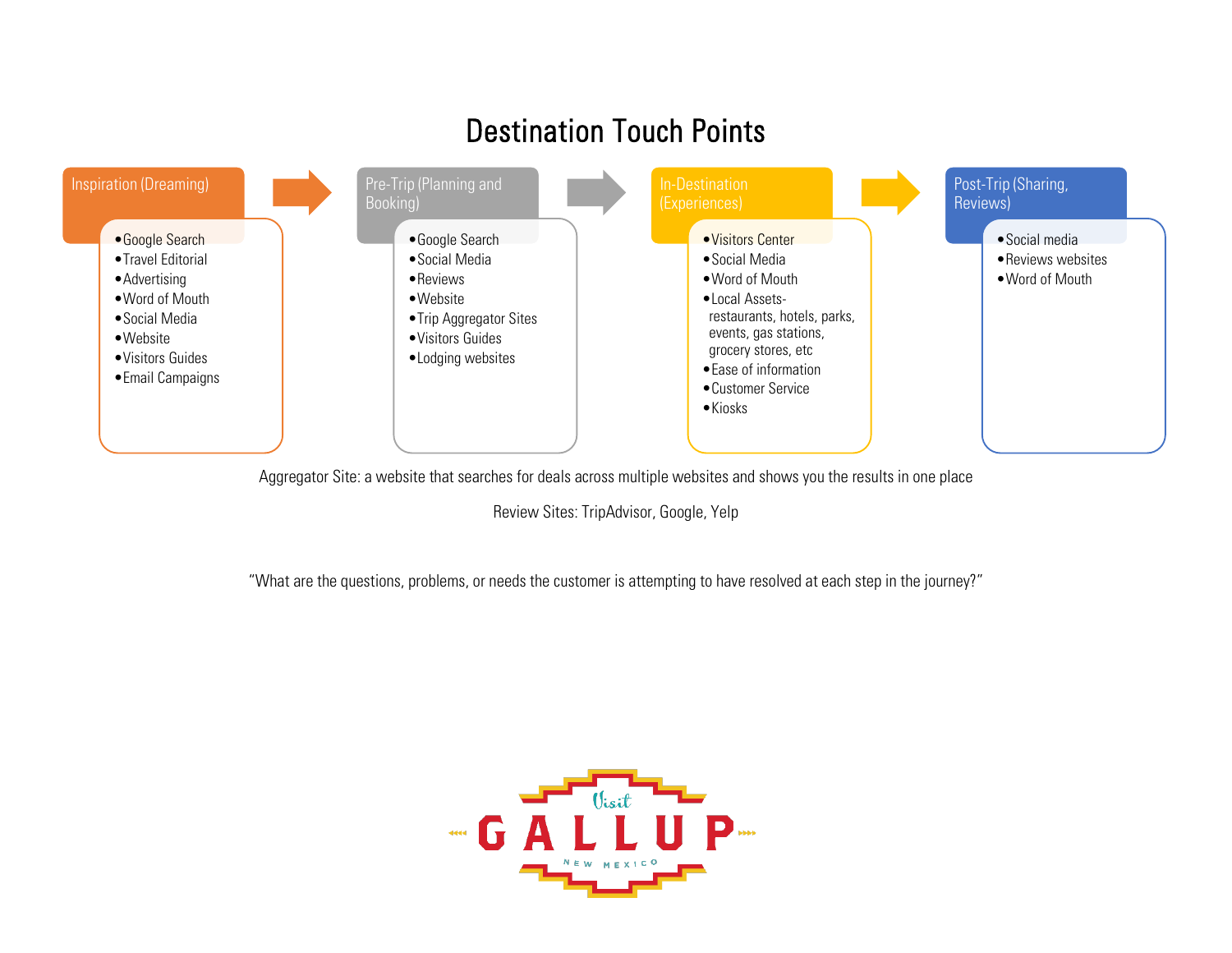# Destination Touch Points

## Inspiration (Dreaming)

- Google Search
- Travel Editorial
- Advertising
- Word of Mouth
- Social Media
- Website
- Visitors Guides
- Email Campaigns

## Pre-Trip (Planning and Booking)

- Google Search
- Social Media
- Reviews
- Website
- Trip Aggregator Sites
- Visitors Guides
- Lodging websites

## In-Destination (Experiences)

- Visitors Center
- Social Media
- Word of Mouth
- Local Assets- restaurants, hotels, parks, events, gas stations, grocery stores, etc
- Ease of information
- Customer Service
- Kiosks

## Post-Trip (Sharing, Reviews)

- Social media
- Reviews websites
- Word of Mouth

Aggregator Site: a website that searches for deals across multiple websites and shows you the results in one place

Review Sites: TripAdvisor, Google, Yelp

"What are the questions, problems, or needs the customer is attempting to have resolved at each step in the journey?"

Visit GALLUP NEW MEXICO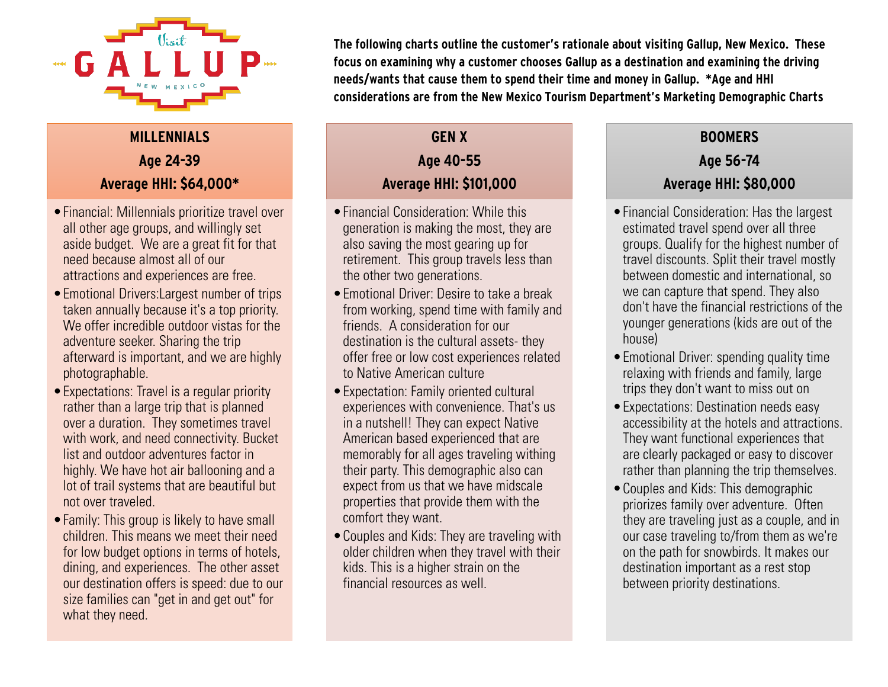Visit GALLUP NEW MEXICO

**The following charts outline the customer's rationale about visiting Gallup, New Mexico. These focus on examining why a customer chooses Gallup as a destination and examining the driving needs/wants that cause them to spend their time and money in Gallup. *Age and HHI considerations are from the New Mexico Tourism Department's Marketing Demographic Charts**

## MILLENNIALS
### Age 24-39
### Average HHI: $64,000*

- Financial: Millennials prioritize travel over all other age groups, and willingly set aside budget. We are a great fit for that need because almost all of our attractions and experiences are free.
- Emotional Drivers:Largest number of trips taken annually because it's a top priority. We offer incredible outdoor vistas for the adventure seeker. Sharing the trip afterward is important, and we are highly photographable.
- Expectations: Travel is a regular priority rather than a large trip that is planned over a duration. They sometimes travel with work, and need connectivity. Bucket list and outdoor adventures factor in highly. We have hot air ballooning and a lot of trail systems that are beautiful but not over traveled.
- Family: This group is likely to have small children. This means we meet their need for low budget options in terms of hotels, dining, and experiences. The other asset our destination offers is speed: due to our size families can "get in and get out" for what they need.

## GEN X
### Age 40-55
### Average HHI: $101,000

- Financial Consideration: While this generation is making the most, they are also saving the most gearing up for retirement. This group travels less than the other two generations.
- Emotional Driver: Desire to take a break from working, spend time with family and friends. A consideration for our destination is the cultural assets- they offer free or low cost experiences related to Native American culture
- Expectation: Family oriented cultural experiences with convenience. That's us in a nutshell! They can expect Native American based experienced that are memorably for all ages traveling withing their party. This demographic also can expect from us that we have midscale properties that provide them with the comfort they want.
- Couples and Kids: They are traveling with older children when they travel with their kids. This is a higher strain on the financial resources as well.

## BOOMERS
### Age 56-74
### Average HHI: $80,000

- Financial Consideration: Has the largest estimated travel spend over all three groups. Qualify for the highest number of travel discounts. Split their travel mostly between domestic and international, so we can capture that spend. They also don't have the financial restrictions of the younger generations (kids are out of the house)
- Emotional Driver: spending quality time relaxing with friends and family, large trips they don't want to miss out on
- Expectations: Destination needs easy accessibility at the hotels and attractions. They want functional experiences that are clearly packaged or easy to discover rather than planning the trip themselves.
- Couples and Kids: This demographic priorizes family over adventure. Often they are traveling just as a couple, and in our case traveling to/from them as we're on the path for snowbirds. It makes our destination important as a rest stop between priority destinations.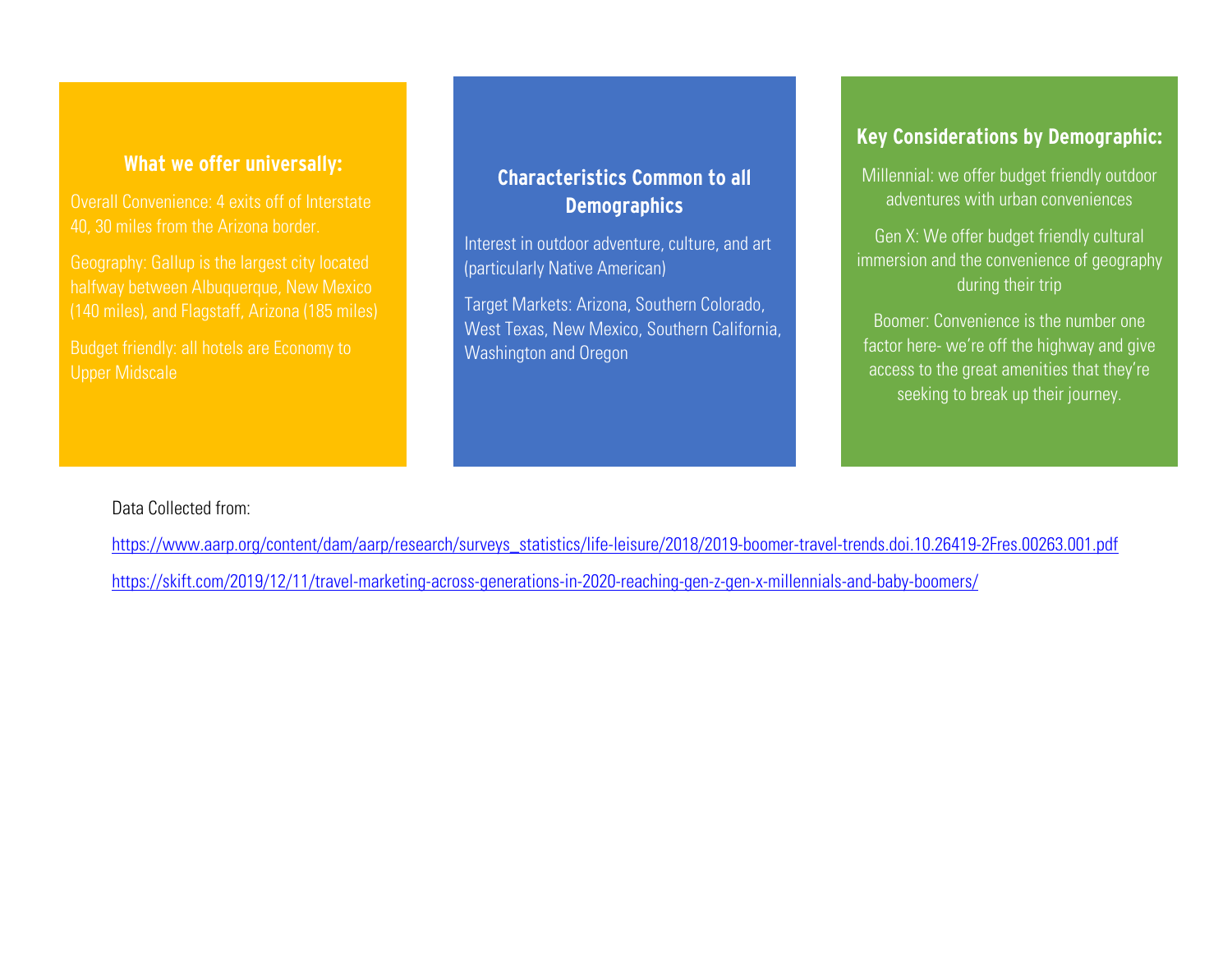### What we offer universally:

Overall Convenience: 4 exits off of Interstate 40, 30 miles from the Arizona border.

Geography: Gallup is the largest city located halfway between Albuquerque, New Mexico (140 miles), and Flagstaff, Arizona (185 miles)

Budget friendly: all hotels are Economy to Upper Midscale

### Characteristics Common to all Demographics

Interest in outdoor adventure, culture, and art (particularly Native American)

Target Markets: Arizona, Southern Colorado, West Texas, New Mexico, Southern California, Washington and Oregon

### Key Considerations by Demographic:

Millennial: we offer budget friendly outdoor adventures with urban conveniences

Gen X: We offer budget friendly cultural immersion and the convenience of geography during their trip

Boomer: Convenience is the number one factor here- we're off the highway and give access to the great amenities that they're seeking to break up their journey.

Data Collected from:

https://www.aarp.org/content/dam/aarp/research/surveys_statistics/life-leisure/2018/2019-boomer-travel-trends.doi.10.26419-2Fres.00263.001.pdf

https://skift.com/2019/12/11/travel-marketing-across-generations-in-2020-reaching-gen-z-gen-x-millennials-and-baby-boomers/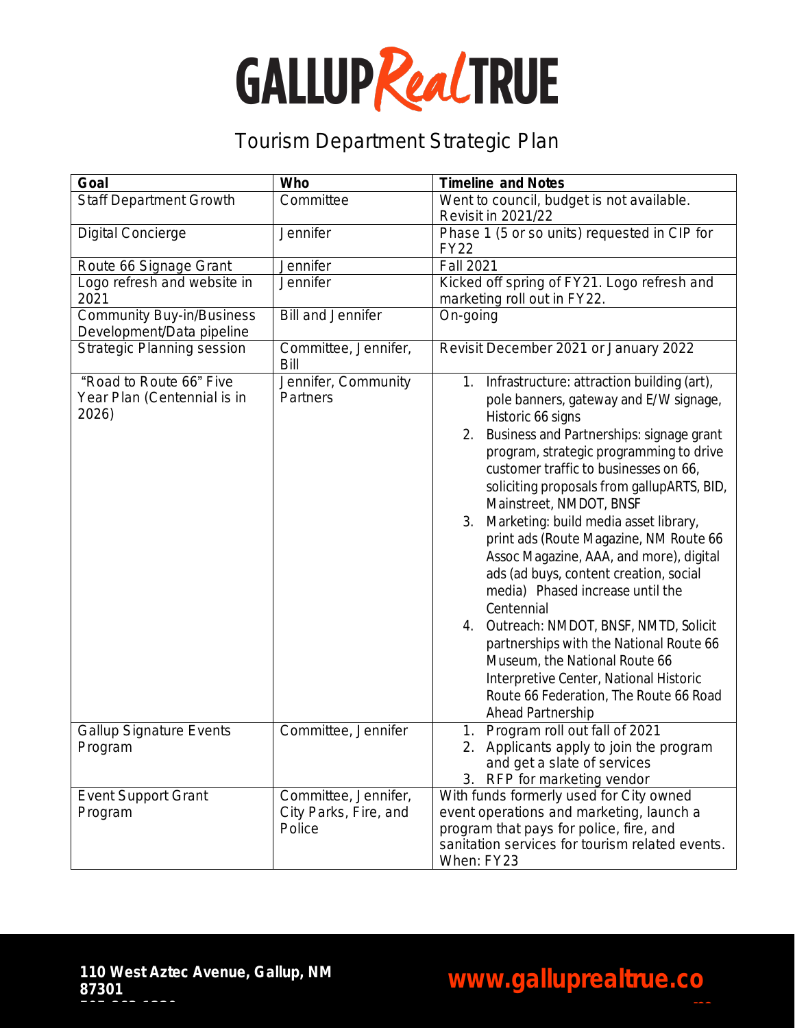# GALLUP Real TRUE

## Tourism Department Strategic Plan

| Goal | Who | Timeline and Notes |
|---|---|---|
| Staff Department Growth | Committee | Went to council, budget is not available. Revisit in 2021/22 |
| Digital Concierge | Jennifer | Phase 1 (5 or so units) requested in CIP for FY22 |
| Route 66 Signage Grant | Jennifer | Fall 2021 |
| Logo refresh and website in 2021 | Jennifer | Kicked off spring of FY21. Logo refresh and marketing roll out in FY22. |
| Community Buy-in/Business Development/Data pipeline | Bill and Jennifer | On-going |
| Strategic Planning session | Committee, Jennifer, Bill | Revisit December 2021 or January 2022 |
| "Road to Route 66" Five Year Plan (Centennial is in 2026) | Jennifer, Community Partners | 1. Infrastructure: attraction building (art), pole banners, gateway and E/W signage, Historic 66 signs<br>2. Business and Partnerships: signage grant program, strategic programming to drive customer traffic to businesses on 66, soliciting proposals from gallupARTS, BID, Mainstreet, NMDOT, BNSF<br>3. Marketing: build media asset library, print ads (Route Magazine, NM Route 66 Assoc Magazine, AAA, and more), digital ads (ad buys, content creation, social media) Phased increase until the Centennial<br>4. Outreach: NMDOT, BNSF, NMTD, Solicit partnerships with the National Route 66 Museum, the National Route 66 Interpretive Center, National Historic Route 66 Federation, The Route 66 Road Ahead Partnership |
| Gallup Signature Events Program | Committee, Jennifer | 1. Program roll out fall of 2021<br>2. Applicants apply to join the program and get a slate of services<br>3. RFP for marketing vendor |
| Event Support Grant Program | Committee, Jennifer, City Parks, Fire, and Police | With funds formerly used for City owned event operations and marketing, launch a program that pays for police, fire, and sanitation services for tourism related events. When: FY23 |

**110 West Aztec Avenue, Gallup, NM 87301**

**www.galluprealtrue.co**